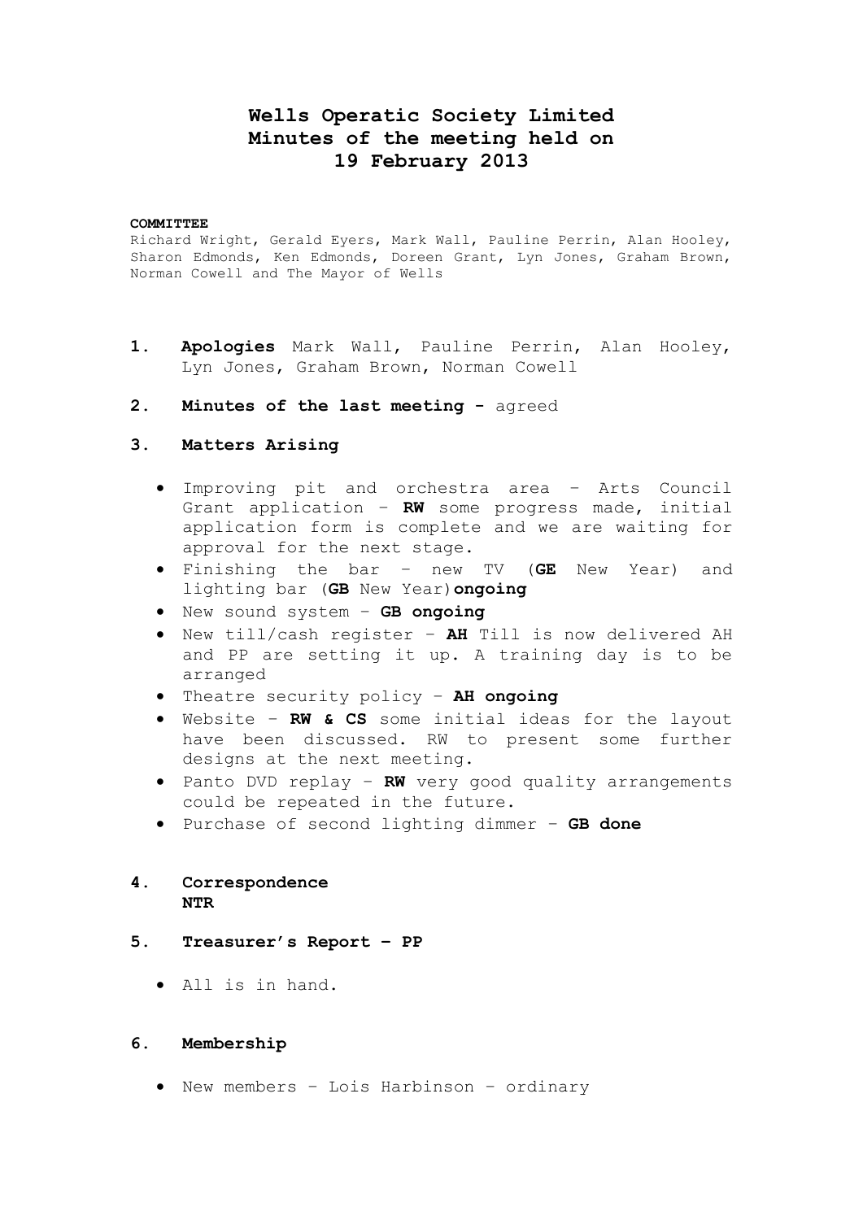# Wells Operatic Society Limited
# Minutes of the meeting held on
# 19 February 2013

**COMMITTEE**

Richard Wright, Gerald Eyers, Mark Wall, Pauline Perrin, Alan Hooley, Sharon Edmonds, Ken Edmonds, Doreen Grant, Lyn Jones, Graham Brown, Norman Cowell and The Mayor of Wells

1. **Apologies** Mark Wall, Pauline Perrin, Alan Hooley, Lyn Jones, Graham Brown, Norman Cowell

2. **Minutes of the last meeting -** agreed

3. **Matters Arising**

   - Improving pit and orchestra area – Arts Council Grant application – **RW** some progress made, initial application form is complete and we are waiting for approval for the next stage.
   - Finishing the bar – new TV (**GE** New Year) and lighting bar (**GB** New Year)**ongoing**
   - New sound system – **GB ongoing**
   - New till/cash register – **AH** Till is now delivered AH and PP are setting it up. A training day is to be arranged
   - Theatre security policy – **AH ongoing**
   - Website – **RW & CS** some initial ideas for the layout have been discussed. RW to present some further designs at the next meeting.
   - Panto DVD replay – **RW** very good quality arrangements could be repeated in the future.
   - Purchase of second lighting dimmer – **GB done**

4. **Correspondence**
   **NTR**

5. **Treasurer's Report – PP**

   - All is in hand.

6. **Membership**

   - New members – Lois Harbinson – ordinary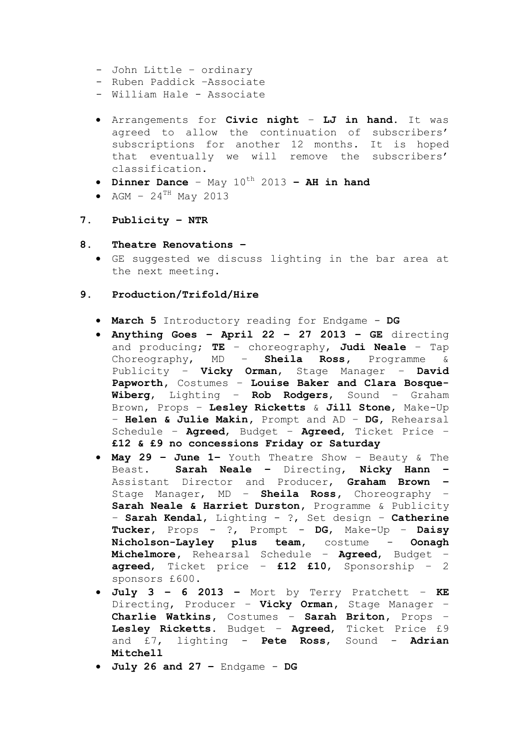- John Little – ordinary
- Ruben Paddick –Associate
- William Hale - Associate

- Arrangements for **Civic night** – **LJ in hand**. It was agreed to allow the continuation of subscribers' subscriptions for another 12 months. It is hoped that eventually we will remove the subscribers' classification.
- **Dinner Dance** – May 10th 2013 **– AH in hand**
- AGM – 24TH May 2013

**7. Publicity – NTR**

**8. Theatre Renovations –**

- GE suggested we discuss lighting in the bar area at the next meeting.

**9. Production/Trifold/Hire**

- **March 5** Introductory reading for Endgame - **DG**
- **Anything Goes – April 22 – 27 2013 – GE** directing and producing; **TE** – choreography, **Judi Neale** – Tap Choreography, MD – **Sheila Ross**, Programme & Publicity – **Vicky Orman**, Stage Manager – **David Papworth**, Costumes – **Louise Baker and Clara Bosque-Wiberg**, Lighting – **Rob Rodgers**, Sound – Graham Brown, Props – **Lesley Ricketts** & **Jill Stone**, Make-Up – **Helen & Julie Makin**, Prompt and AD – **DG**, Rehearsal Schedule – **Agreed**, Budget – **Agreed**, Ticket Price – **£12 & £9 no concessions Friday or Saturday**
- **May 29 – June 1–** Youth Theatre Show – Beauty & The Beast. **Sarah Neale –** Directing, **Nicky Hann –** Assistant Director and Producer, **Graham Brown –** Stage Manager, MD – **Sheila Ross**, Choreography – **Sarah Neale & Harriet Durston**, Programme & Publicity – **Sarah Kendal**, Lighting - ?, Set design – **Catherine Tucker**, Props - ?, Prompt - **DG**, Make-Up – **Daisy Nicholson-Layley plus team**, costume - **Oonagh Michelmore**, Rehearsal Schedule – **Agreed**, Budget – **agreed**, Ticket price – **£12 £10**, Sponsorship – 2 sponsors £600.
- **July 3 – 6 2013 –** Mort by Terry Pratchett – **KE** Directing, Producer – **Vicky Orman**, Stage Manager – **Charlie Watkins**, Costumes – **Sarah Briton**, Props – **Lesley Ricketts**. Budget – **Agreed**, Ticket Price £9 and £7, lighting - **Pete Ross**, Sound - **Adrian Mitchell**
- **July 26 and 27 –** Endgame - **DG**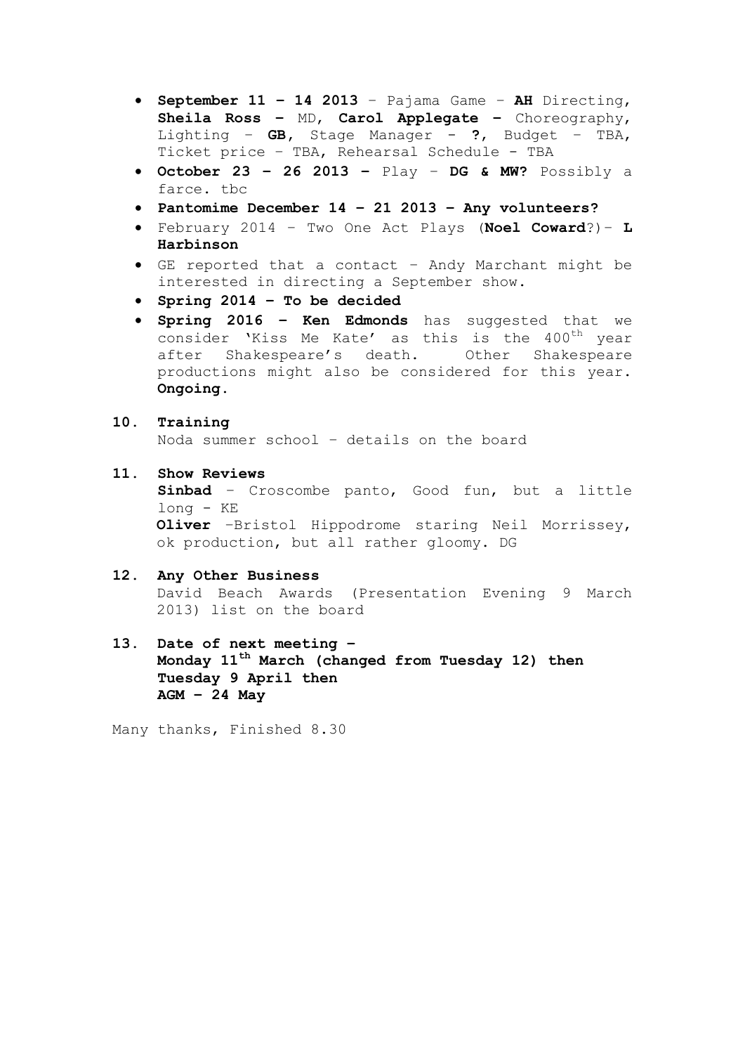- **September 11 – 14 2013** – Pajama Game – **AH** Directing, **Sheila Ross –** MD, **Carol Applegate –** Choreography, Lighting – **GB**, Stage Manager - **?**, Budget – TBA, Ticket price – TBA, Rehearsal Schedule - TBA
- **October 23 – 26 2013 –** Play – **DG & MW?** Possibly a farce. tbc
- **Pantomime December 14 – 21 2013 – Any volunteers?**
- February 2014 – Two One Act Plays (**Noel Coward**?)– **L Harbinson**
- GE reported that a contact – Andy Marchant might be interested in directing a September show.
- **Spring 2014 – To be decided**
- **Spring 2016 – Ken Edmonds** has suggested that we consider 'Kiss Me Kate' as this is the 400th year after Shakespeare's death. Other Shakespeare productions might also be considered for this year. **Ongoing.**

**10. Training**

Noda summer school – details on the board

**11. Show Reviews**

**Sinbad** – Croscombe panto, Good fun, but a little long - KE

**Oliver** –Bristol Hippodrome staring Neil Morrissey, ok production, but all rather gloomy. DG

**12. Any Other Business**

David Beach Awards (Presentation Evening 9 March 2013) list on the board

**13. Date of next meeting –**
**Monday 11th March (changed from Tuesday 12) then**
**Tuesday 9 April then**
**AGM – 24 May**

Many thanks, Finished 8.30